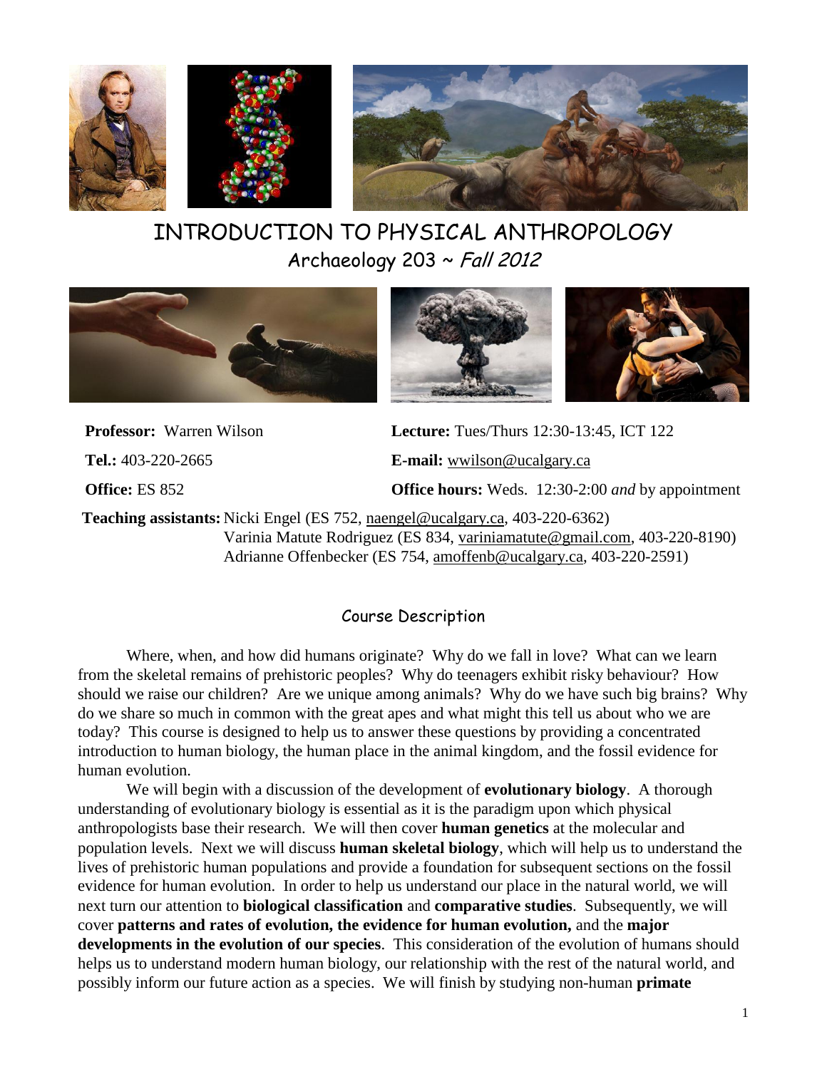# INTRODUCTION TO PHYSICAL ANTHROPOLOGY

Archaeology 203 ~ *Fall 2012*

**Professor:** Warren Wilson

**Tel.:** 403-220-2665

**Office:** ES 852

**Lecture:** Tues/Thurs 12:30-13:45, ICT 122

**E-mail:** wwilson@ucalgary.ca

**Office hours:** Weds. 12:30-2:00 *and* by appointment

**Teaching assistants:** Nicki Engel (ES 752, naengel@ucalgary.ca, 403-220-6362)
Varinia Matute Rodriguez (ES 834, variniamatute@gmail.com, 403-220-8190)
Adrianne Offenbecker (ES 754, amoffenb@ucalgary.ca, 403-220-2591)

## Course Description

Where, when, and how did humans originate? Why do we fall in love? What can we learn from the skeletal remains of prehistoric peoples? Why do teenagers exhibit risky behaviour? How should we raise our children? Are we unique among animals? Why do we have such big brains? Why do we share so much in common with the great apes and what might this tell us about who we are today? This course is designed to help us to answer these questions by providing a concentrated introduction to human biology, the human place in the animal kingdom, and the fossil evidence for human evolution.

We will begin with a discussion of the development of **evolutionary biology**. A thorough understanding of evolutionary biology is essential as it is the paradigm upon which physical anthropologists base their research. We will then cover **human genetics** at the molecular and population levels. Next we will discuss **human skeletal biology**, which will help us to understand the lives of prehistoric human populations and provide a foundation for subsequent sections on the fossil evidence for human evolution. In order to help us understand our place in the natural world, we will next turn our attention to **biological classification** and **comparative studies**. Subsequently, we will cover **patterns and rates of evolution, the evidence for human evolution,** and the **major developments in the evolution of our species**. This consideration of the evolution of humans should helps us to understand modern human biology, our relationship with the rest of the natural world, and possibly inform our future action as a species. We will finish by studying non-human **primate**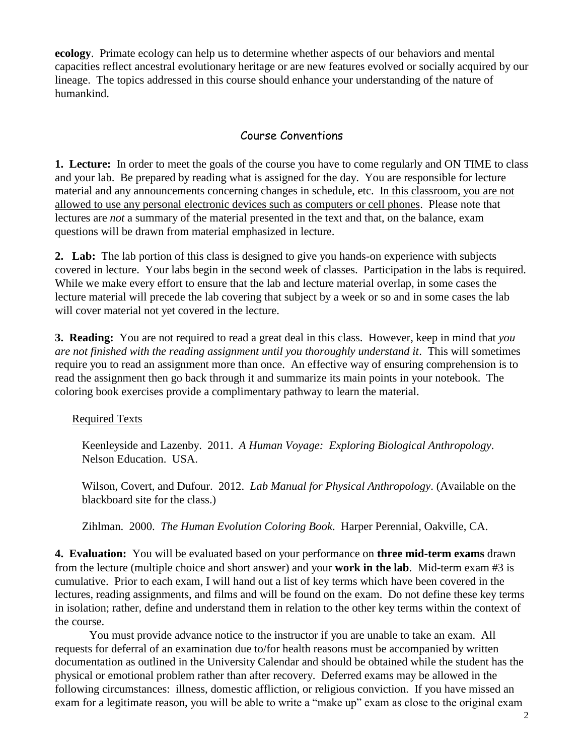**ecology**. Primate ecology can help us to determine whether aspects of our behaviors and mental capacities reflect ancestral evolutionary heritage or are new features evolved or socially acquired by our lineage. The topics addressed in this course should enhance your understanding of the nature of humankind.

## Course Conventions

**1. Lecture:** In order to meet the goals of the course you have to come regularly and ON TIME to class and your lab. Be prepared by reading what is assigned for the day. You are responsible for lecture material and any announcements concerning changes in schedule, etc. <u>In this classroom, you are not allowed to use any personal electronic devices such as computers or cell phones</u>. Please note that lectures are *not* a summary of the material presented in the text and that, on the balance, exam questions will be drawn from material emphasized in lecture.

**2. Lab:** The lab portion of this class is designed to give you hands-on experience with subjects covered in lecture. Your labs begin in the second week of classes. Participation in the labs is required. While we make every effort to ensure that the lab and lecture material overlap, in some cases the lecture material will precede the lab covering that subject by a week or so and in some cases the lab will cover material not yet covered in the lecture.

**3. Reading:** You are not required to read a great deal in this class. However, keep in mind that *you are not finished with the reading assignment until you thoroughly understand it*. This will sometimes require you to read an assignment more than once. An effective way of ensuring comprehension is to read the assignment then go back through it and summarize its main points in your notebook. The coloring book exercises provide a complimentary pathway to learn the material.

<u>Required Texts</u>

Keenleyside and Lazenby. 2011. *A Human Voyage: Exploring Biological Anthropology*. Nelson Education. USA.

Wilson, Covert, and Dufour. 2012. *Lab Manual for Physical Anthropology*. (Available on the blackboard site for the class.)

Zihlman. 2000. *The Human Evolution Coloring Book*. Harper Perennial, Oakville, CA.

**4. Evaluation:** You will be evaluated based on your performance on **three mid-term exams** drawn from the lecture (multiple choice and short answer) and your **work in the lab**. Mid-term exam #3 is cumulative. Prior to each exam, I will hand out a list of key terms which have been covered in the lectures, reading assignments, and films and will be found on the exam. Do not define these key terms in isolation; rather, define and understand them in relation to the other key terms within the context of the course.

You must provide advance notice to the instructor if you are unable to take an exam. All requests for deferral of an examination due to/for health reasons must be accompanied by written documentation as outlined in the University Calendar and should be obtained while the student has the physical or emotional problem rather than after recovery. Deferred exams may be allowed in the following circumstances: illness, domestic affliction, or religious conviction. If you have missed an exam for a legitimate reason, you will be able to write a "make up" exam as close to the original exam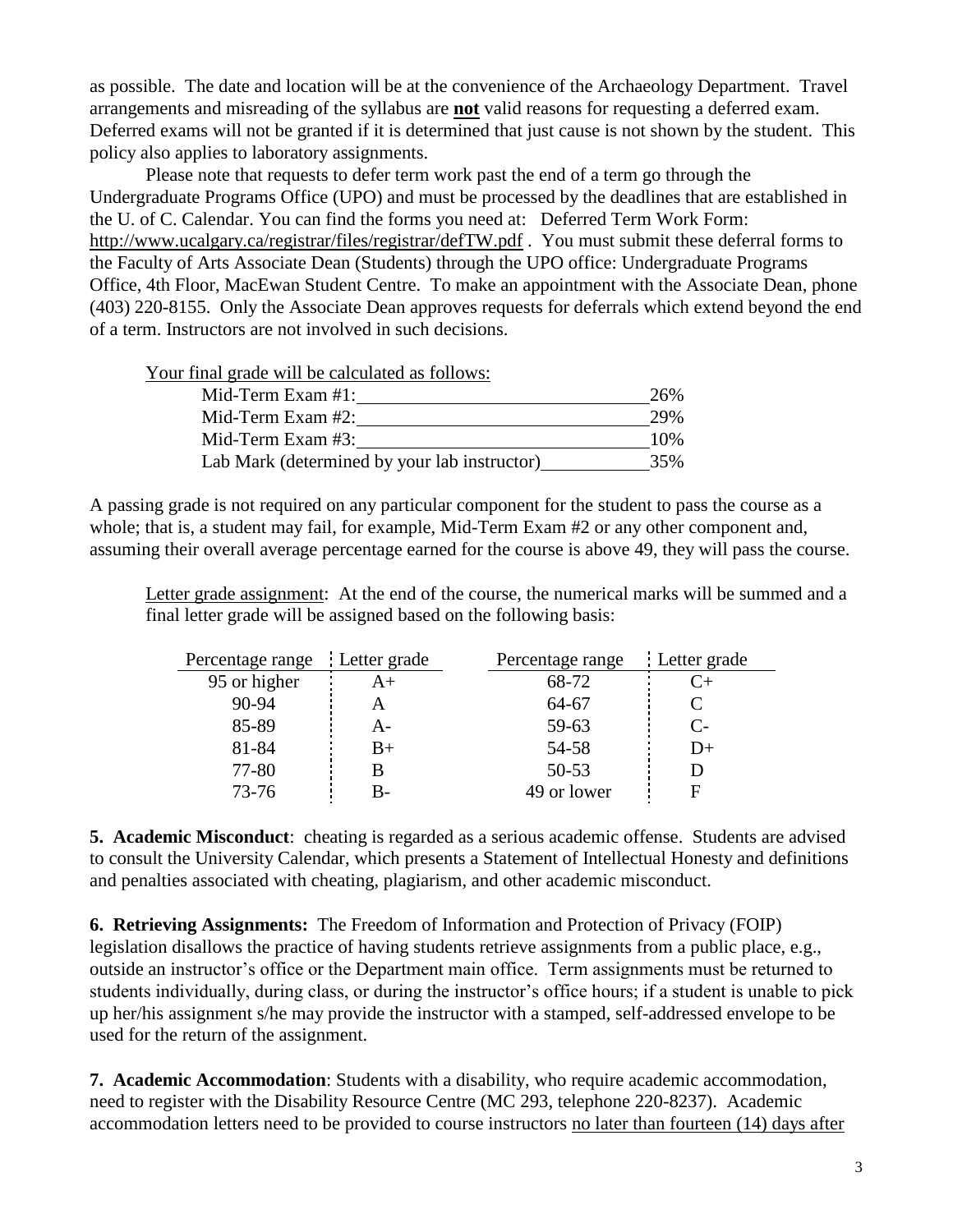as possible. The date and location will be at the convenience of the Archaeology Department. Travel arrangements and misreading of the syllabus are **not** valid reasons for requesting a deferred exam. Deferred exams will not be granted if it is determined that just cause is not shown by the student. This policy also applies to laboratory assignments.

Please note that requests to defer term work past the end of a term go through the Undergraduate Programs Office (UPO) and must be processed by the deadlines that are established in the U. of C. Calendar. You can find the forms you need at: Deferred Term Work Form: http://www.ucalgary.ca/registrar/files/registrar/defTW.pdf . You must submit these deferral forms to the Faculty of Arts Associate Dean (Students) through the UPO office: Undergraduate Programs Office, 4th Floor, MacEwan Student Centre. To make an appointment with the Associate Dean, phone (403) 220-8155. Only the Associate Dean approves requests for deferrals which extend beyond the end of a term. Instructors are not involved in such decisions.

Your final grade will be calculated as follows:

| | |
|---|---|
| Mid-Term Exam #1: | 26% |
| Mid-Term Exam #2: | 29% |
| Mid-Term Exam #3: | 10% |
| Lab Mark (determined by your lab instructor) | 35% |

A passing grade is not required on any particular component for the student to pass the course as a whole; that is, a student may fail, for example, Mid-Term Exam #2 or any other component and, assuming their overall average percentage earned for the course is above 49, they will pass the course.

Letter grade assignment: At the end of the course, the numerical marks will be summed and a final letter grade will be assigned based on the following basis:

| Percentage range | Letter grade | Percentage range | Letter grade |
|---|---|---|---|
| 95 or higher | A+ | 68-72 | C+ |
| 90-94 | A | 64-67 | C |
| 85-89 | A- | 59-63 | C- |
| 81-84 | B+ | 54-58 | D+ |
| 77-80 | B | 50-53 | D |
| 73-76 | B- | 49 or lower | F |

**5. Academic Misconduct**: cheating is regarded as a serious academic offense. Students are advised to consult the University Calendar, which presents a Statement of Intellectual Honesty and definitions and penalties associated with cheating, plagiarism, and other academic misconduct.

**6. Retrieving Assignments:** The Freedom of Information and Protection of Privacy (FOIP) legislation disallows the practice of having students retrieve assignments from a public place, e.g., outside an instructor's office or the Department main office. Term assignments must be returned to students individually, during class, or during the instructor's office hours; if a student is unable to pick up her/his assignment s/he may provide the instructor with a stamped, self-addressed envelope to be used for the return of the assignment.

**7. Academic Accommodation**: Students with a disability, who require academic accommodation, need to register with the Disability Resource Centre (MC 293, telephone 220-8237). Academic accommodation letters need to be provided to course instructors no later than fourteen (14) days after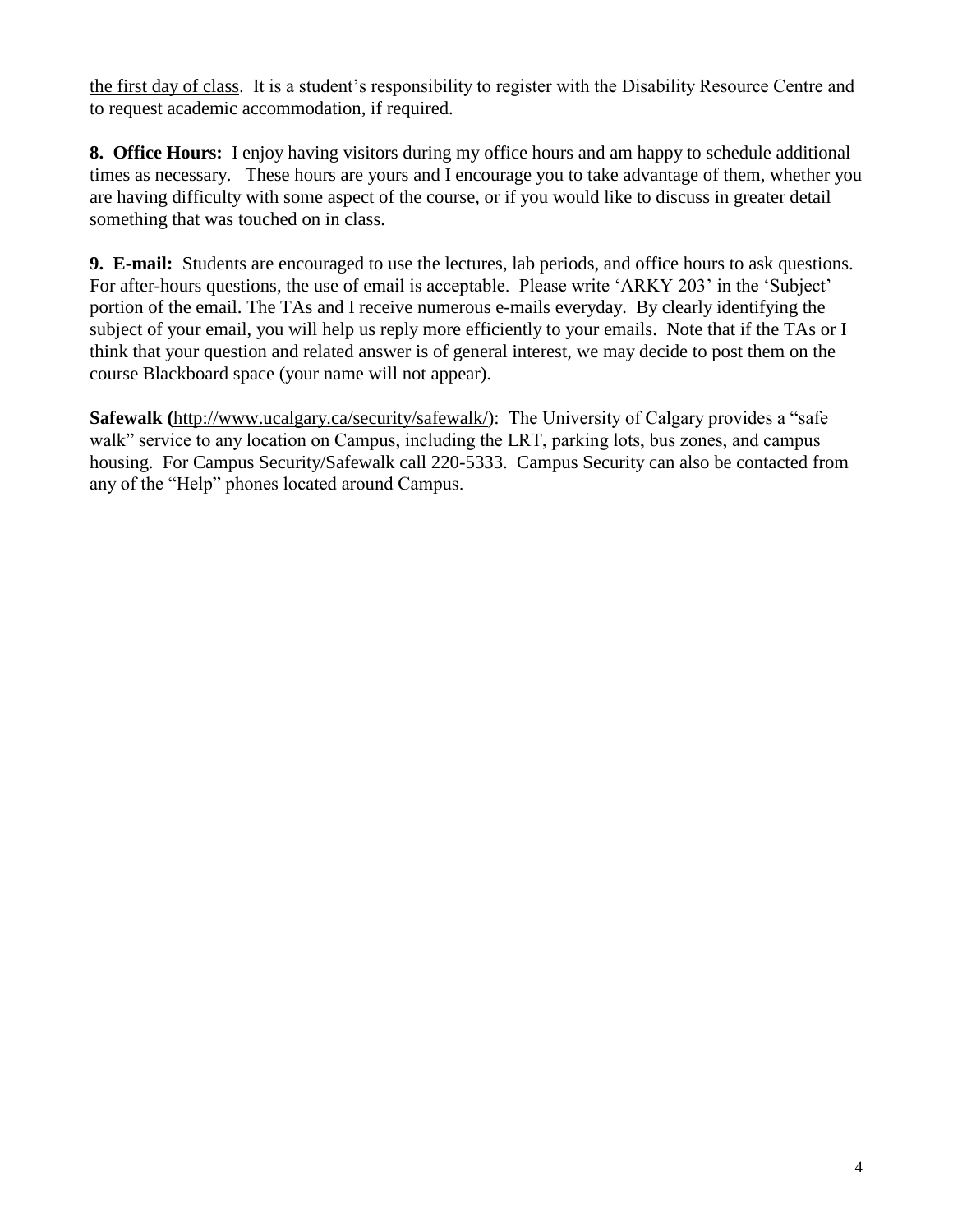the first day of class. It is a student's responsibility to register with the Disability Resource Centre and to request academic accommodation, if required.

**8. Office Hours:** I enjoy having visitors during my office hours and am happy to schedule additional times as necessary. These hours are yours and I encourage you to take advantage of them, whether you are having difficulty with some aspect of the course, or if you would like to discuss in greater detail something that was touched on in class.

**9. E-mail:** Students are encouraged to use the lectures, lab periods, and office hours to ask questions. For after-hours questions, the use of email is acceptable. Please write 'ARKY 203' in the 'Subject' portion of the email. The TAs and I receive numerous e-mails everyday. By clearly identifying the subject of your email, you will help us reply more efficiently to your emails. Note that if the TAs or I think that your question and related answer is of general interest, we may decide to post them on the course Blackboard space (your name will not appear).

**Safewalk (**http://www.ucalgary.ca/security/safewalk/): The University of Calgary provides a "safe walk" service to any location on Campus, including the LRT, parking lots, bus zones, and campus housing. For Campus Security/Safewalk call 220-5333. Campus Security can also be contacted from any of the "Help" phones located around Campus.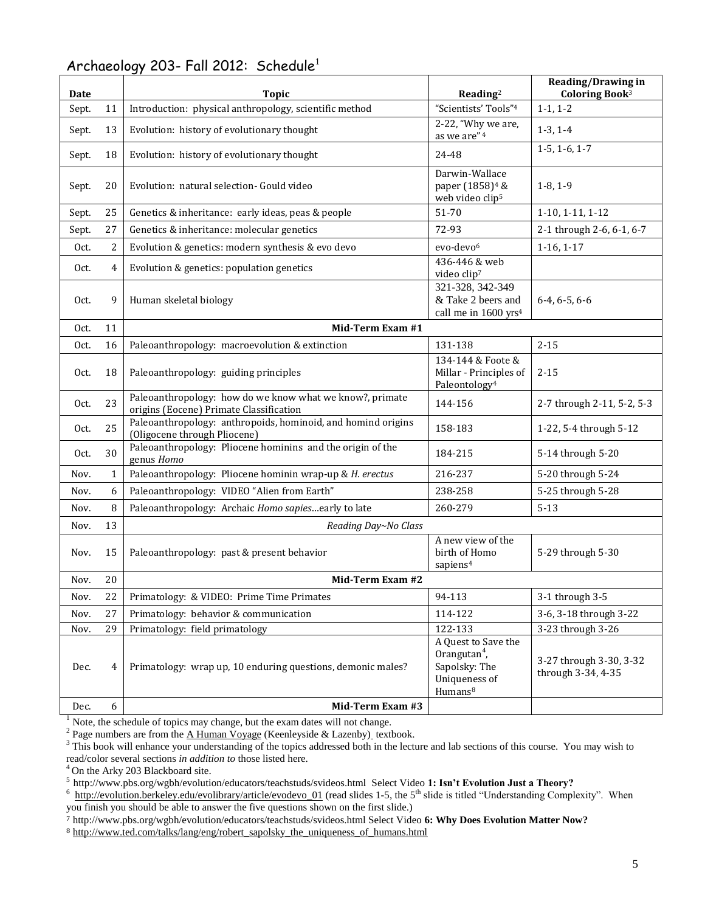## Archaeology 203- Fall 2012: Schedule[1]

| Date | | Topic | Reading[2] | Reading/Drawing in Coloring Book[3] |
|---|---|---|---|---|
| Sept. | 11 | Introduction: physical anthropology, scientific method | "Scientists' Tools"[4] | 1-1, 1-2 |
| Sept. | 13 | Evolution: history of evolutionary thought | 2-22, "Why we are, as we are"[4] | 1-3, 1-4 |
| Sept. | 18 | Evolution: history of evolutionary thought | 24-48 | 1-5, 1-6, 1-7 |
| Sept. | 20 | Evolution: natural selection- Gould video | Darwin-Wallace paper (1858)[4] & web video clip[5] | 1-8, 1-9 |
| Sept. | 25 | Genetics & inheritance: early ideas, peas & people | 51-70 | 1-10, 1-11, 1-12 |
| Sept. | 27 | Genetics & inheritance: molecular genetics | 72-93 | 2-1 through 2-6, 6-1, 6-7 |
| Oct. | 2 | Evolution & genetics: modern synthesis & evo devo | evo-devo[6] | 1-16, 1-17 |
| Oct. | 4 | Evolution & genetics: population genetics | 436-446 & web video clip[7] | |
| Oct. | 9 | Human skeletal biology | 321-328, 342-349 & Take 2 beers and call me in 1600 yrs[4] | 6-4, 6-5, 6-6 |
| Oct. | 11 | **Mid-Term Exam #1** | | |
| Oct. | 16 | Paleoanthropology: macroevolution & extinction | 131-138 | 2-15 |
| Oct. | 18 | Paleoanthropology: guiding principles | 134-144 & Foote & Millar - Principles of Paleontology[4] | 2-15 |
| Oct. | 23 | Paleoanthropology: how do we know what we know?, primate origins (Eocene) Primate Classification | 144-156 | 2-7 through 2-11, 5-2, 5-3 |
| Oct. | 25 | Paleoanthropology: anthropoids, hominoid, and homind origins (Oligocene through Pliocene) | 158-183 | 1-22, 5-4 through 5-12 |
| Oct. | 30 | Paleoanthropology: Pliocene hominins and the origin of the genus *Homo* | 184-215 | 5-14 through 5-20 |
| Nov. | 1 | Paleoanthropology: Pliocene hominin wrap-up & *H. erectus* | 216-237 | 5-20 through 5-24 |
| Nov. | 6 | Paleoanthropology: VIDEO "Alien from Earth" | 238-258 | 5-25 through 5-28 |
| Nov. | 8 | Paleoanthropology: Archaic *Homo sapiens*…early to late | 260-279 | 5-13 |
| Nov. | 13 | *Reading Day~No Class* | | |
| Nov. | 15 | Paleoanthropology: past & present behavior | A new view of the birth of Homo sapiens[4] | 5-29 through 5-30 |
| Nov. | 20 | **Mid-Term Exam #2** | | |
| Nov. | 22 | Primatology: & VIDEO: Prime Time Primates | 94-113 | 3-1 through 3-5 |
| Nov. | 27 | Primatology: behavior & communication | 114-122 | 3-6, 3-18 through 3-22 |
| Nov. | 29 | Primatology: field primatology | 122-133 | 3-23 through 3-26 |
| Dec. | 4 | Primatology: wrap up, 10 enduring questions, demonic males? | A Quest to Save the Orangutan[4], Sapolsky: The Uniqueness of Humans[8] | 3-27 through 3-30, 3-32 through 3-34, 4-35 |
| Dec. | 6 | **Mid-Term Exam #3** | | |

[1] Note, the schedule of topics may change, but the exam dates will not change.

[2] Page numbers are from the A Human Voyage (Keenleyside & Lazenby) textbook.

[3] This book will enhance your understanding of the topics addressed both in the lecture and lab sections of this course. You may wish to read/color several sections *in addition to* those listed here.

[4] On the Arky 203 Blackboard site.

[5] http://www.pbs.org/wgbh/evolution/educators/teachstuds/svideos.html Select Video **1: Isn't Evolution Just a Theory?**

[6] http://evolution.berkeley.edu/evolibrary/article/evodevo_01 (read slides 1-5, the 5th slide is titled "Understanding Complexity". When you finish you should be able to answer the five questions shown on the first slide.)

[7] http://www.pbs.org/wgbh/evolution/educators/teachstuds/svideos.html Select Video **6: Why Does Evolution Matter Now?**

[8] http://www.ted.com/talks/lang/eng/robert_sapolsky_the_uniqueness_of_humans.html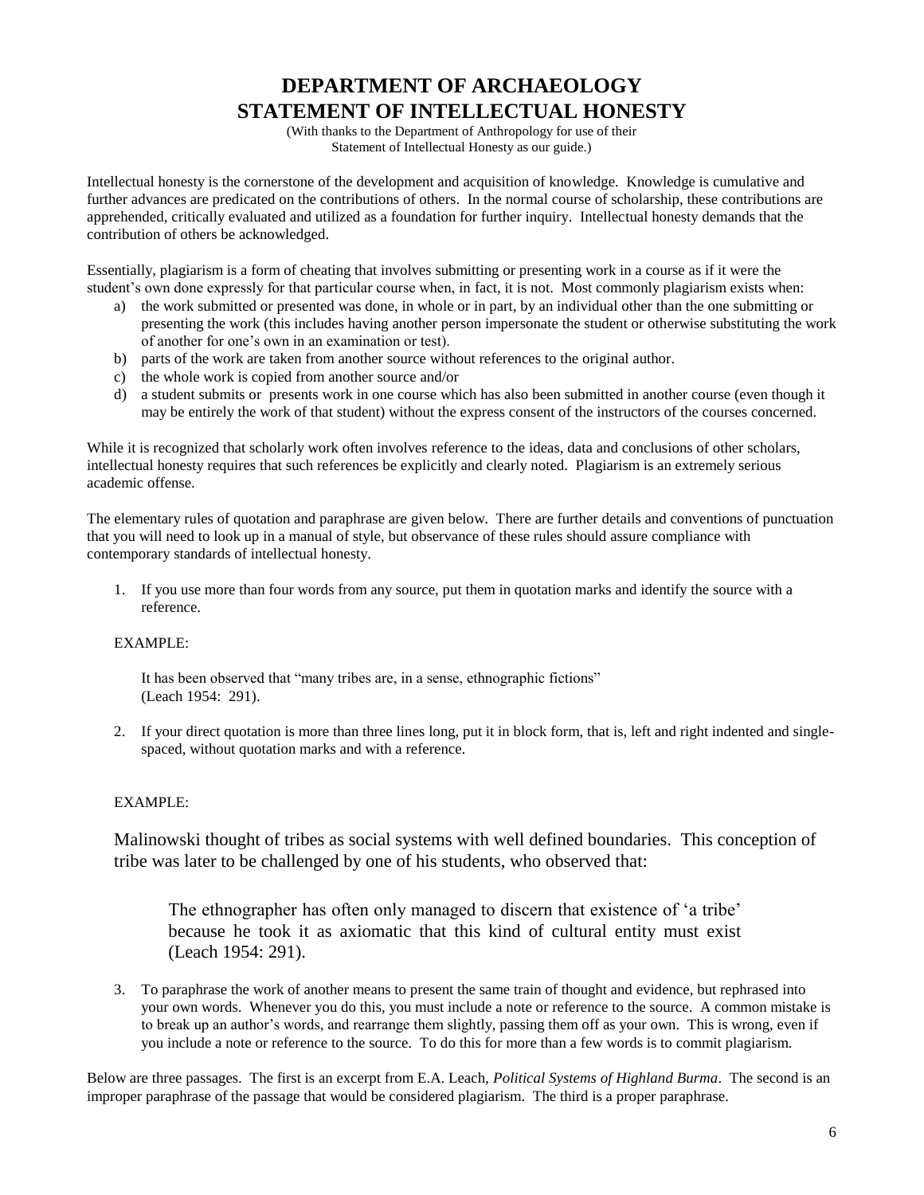# DEPARTMENT OF ARCHAEOLOGY
# STATEMENT OF INTELLECTUAL HONESTY

(With thanks to the Department of Anthropology for use of their Statement of Intellectual Honesty as our guide.)

Intellectual honesty is the cornerstone of the development and acquisition of knowledge. Knowledge is cumulative and further advances are predicated on the contributions of others. In the normal course of scholarship, these contributions are apprehended, critically evaluated and utilized as a foundation for further inquiry. Intellectual honesty demands that the contribution of others be acknowledged.

Essentially, plagiarism is a form of cheating that involves submitting or presenting work in a course as if it were the student's own done expressly for that particular course when, in fact, it is not. Most commonly plagiarism exists when:

a) the work submitted or presented was done, in whole or in part, by an individual other than the one submitting or presenting the work (this includes having another person impersonate the student or otherwise substituting the work of another for one's own in an examination or test).
b) parts of the work are taken from another source without references to the original author.
c) the whole work is copied from another source and/or
d) a student submits or presents work in one course which has also been submitted in another course (even though it may be entirely the work of that student) without the express consent of the instructors of the courses concerned.

While it is recognized that scholarly work often involves reference to the ideas, data and conclusions of other scholars, intellectual honesty requires that such references be explicitly and clearly noted. Plagiarism is an extremely serious academic offense.

The elementary rules of quotation and paraphrase are given below. There are further details and conventions of punctuation that you will need to look up in a manual of style, but observance of these rules should assure compliance with contemporary standards of intellectual honesty.

1. If you use more than four words from any source, put them in quotation marks and identify the source with a reference.

   EXAMPLE:

   It has been observed that "many tribes are, in a sense, ethnographic fictions" (Leach 1954: 291).

2. If your direct quotation is more than three lines long, put it in block form, that is, left and right indented and single-spaced, without quotation marks and with a reference.

   EXAMPLE:

   Malinowski thought of tribes as social systems with well defined boundaries. This conception of tribe was later to be challenged by one of his students, who observed that:

   > The ethnographer has often only managed to discern that existence of 'a tribe' because he took it as axiomatic that this kind of cultural entity must exist (Leach 1954: 291).

3. To paraphrase the work of another means to present the same train of thought and evidence, but rephrased into your own words. Whenever you do this, you must include a note or reference to the source. A common mistake is to break up an author's words, and rearrange them slightly, passing them off as your own. This is wrong, even if you include a note or reference to the source. To do this for more than a few words is to commit plagiarism.

Below are three passages. The first is an excerpt from E.A. Leach, *Political Systems of Highland Burma*. The second is an improper paraphrase of the passage that would be considered plagiarism. The third is a proper paraphrase.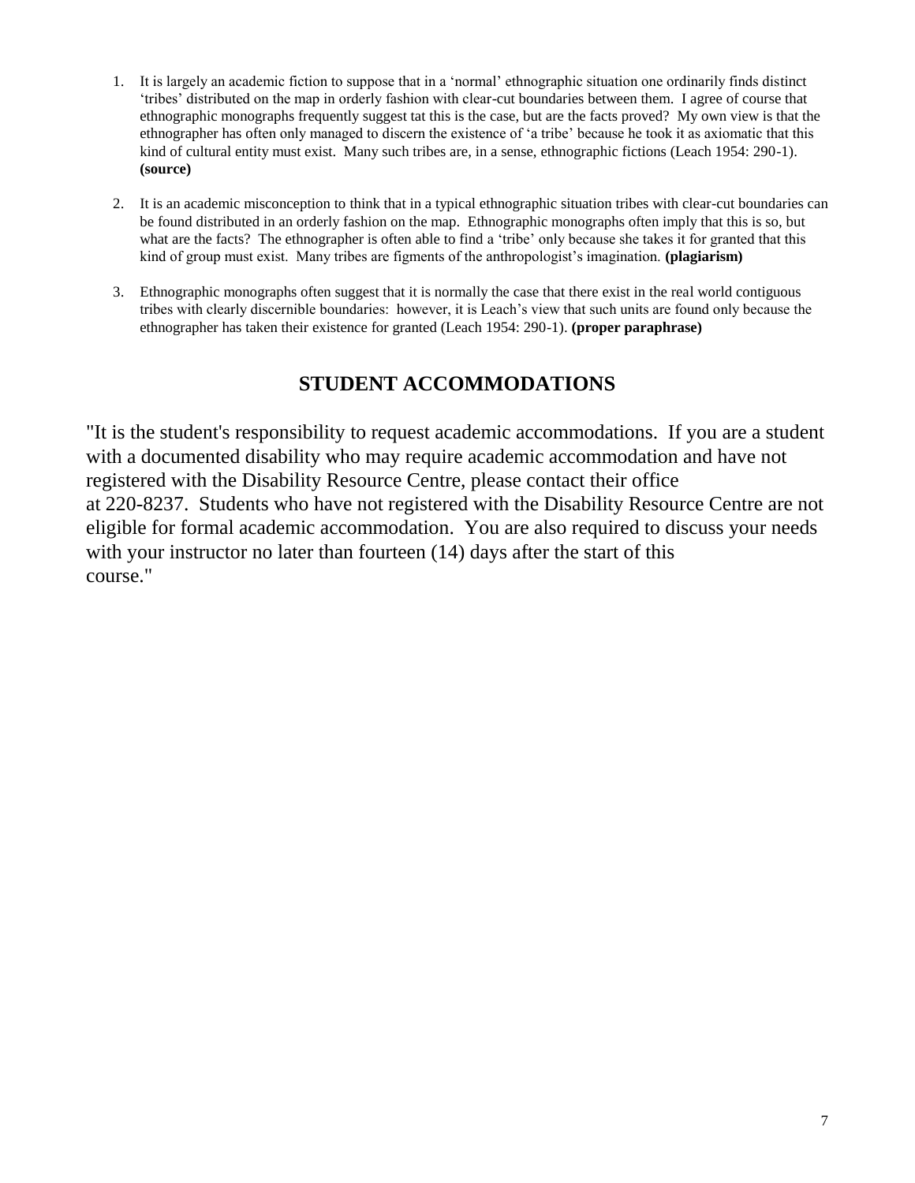1. It is largely an academic fiction to suppose that in a 'normal' ethnographic situation one ordinarily finds distinct 'tribes' distributed on the map in orderly fashion with clear-cut boundaries between them. I agree of course that ethnographic monographs frequently suggest tat this is the case, but are the facts proved? My own view is that the ethnographer has often only managed to discern the existence of 'a tribe' because he took it as axiomatic that this kind of cultural entity must exist. Many such tribes are, in a sense, ethnographic fictions (Leach 1954: 290-1). **(source)**

2. It is an academic misconception to think that in a typical ethnographic situation tribes with clear-cut boundaries can be found distributed in an orderly fashion on the map. Ethnographic monographs often imply that this is so, but what are the facts? The ethnographer is often able to find a 'tribe' only because she takes it for granted that this kind of group must exist. Many tribes are figments of the anthropologist's imagination. **(plagiarism)**

3. Ethnographic monographs often suggest that it is normally the case that there exist in the real world contiguous tribes with clearly discernible boundaries: however, it is Leach's view that such units are found only because the ethnographer has taken their existence for granted (Leach 1954: 290-1). **(proper paraphrase)**

## STUDENT ACCOMMODATIONS

"It is the student's responsibility to request academic accommodations. If you are a student with a documented disability who may require academic accommodation and have not registered with the Disability Resource Centre, please contact their office at 220-8237. Students who have not registered with the Disability Resource Centre are not eligible for formal academic accommodation. You are also required to discuss your needs with your instructor no later than fourteen (14) days after the start of this course."